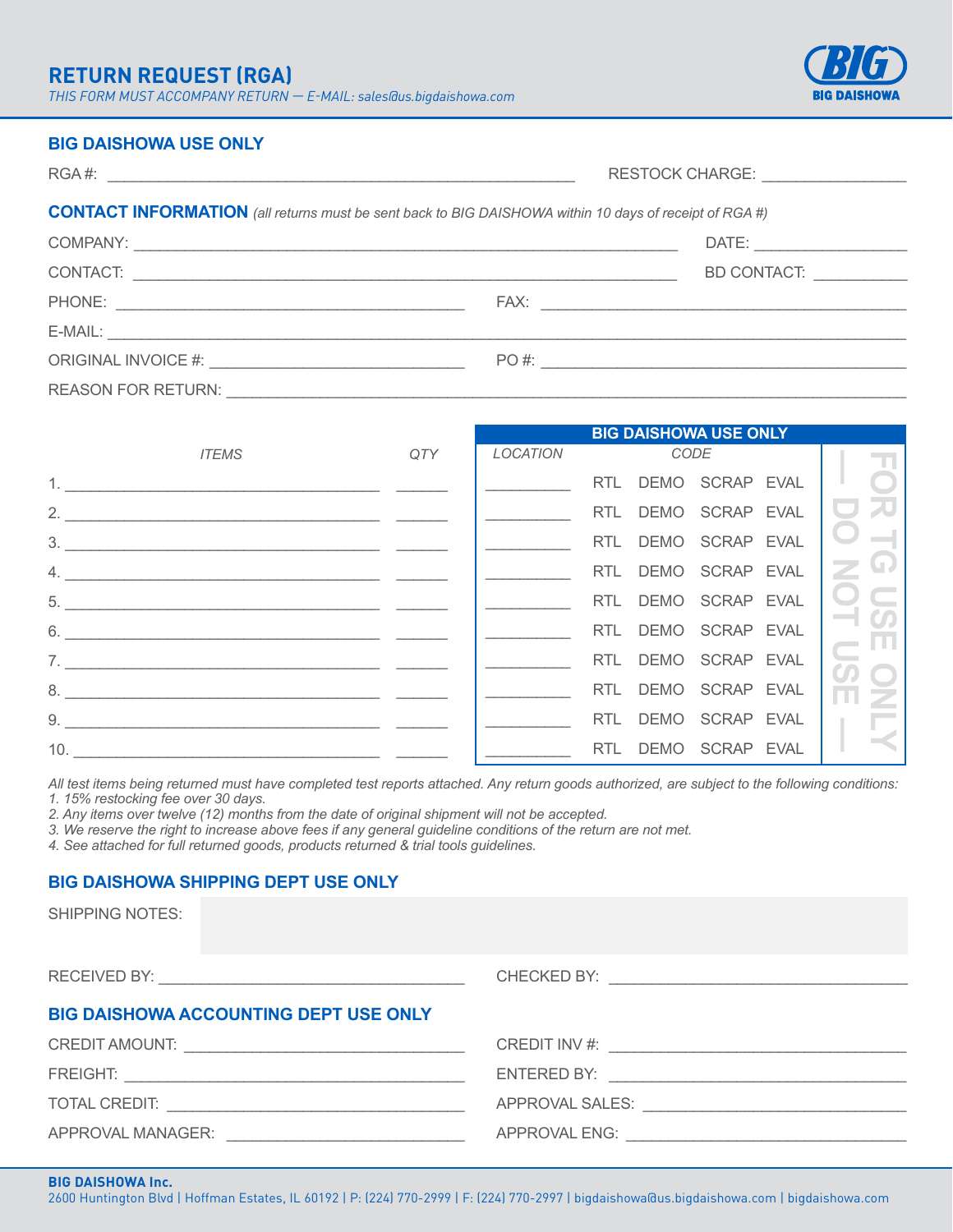# RETURN REQUEST (RGA)

*THIS FORM MUST ACCOMPANY RETURN — E-MAIL: sales@us.bigdaishowa.com*

BIG DAISHOWA

## BIG DAISHOWA USE ONLY

RGA #: ______________________________ RESTOCK CHARGE: ______________

## CONTACT INFORMATION *(all returns must be sent back to BIG DAISHOWA within 10 days of receipt of RGA #)*

COMPANY: ______________________________ DATE: ______________

CONTACT: ______________________________ BD CONTACT: ______________

PHONE: ______________________________ FAX: ______________________________

E-MAIL: ______________________________

ORIGINAL INVOICE #: ______________________________ PO #: ______________________________

REASON FOR RETURN: ______________________________

| *ITEMS* | *QTY* | *LOCATION* (BIG DAISHOWA USE ONLY) | *CODE* (BIG DAISHOWA USE ONLY) | — FOR TG USE ONLY — DO NOT USE — |
|---|---|---|---|---|
| 1. ______________ | ______ | __________ | RTL DEMO SCRAP EVAL | |
| 2. ______________ | ______ | __________ | RTL DEMO SCRAP EVAL | |
| 3. ______________ | ______ | __________ | RTL DEMO SCRAP EVAL | |
| 4. ______________ | ______ | __________ | RTL DEMO SCRAP EVAL | |
| 5. ______________ | ______ | __________ | RTL DEMO SCRAP EVAL | |
| 6. ______________ | ______ | __________ | RTL DEMO SCRAP EVAL | |
| 7. ______________ | ______ | __________ | RTL DEMO SCRAP EVAL | |
| 8. ______________ | ______ | __________ | RTL DEMO SCRAP EVAL | |
| 9. ______________ | ______ | __________ | RTL DEMO SCRAP EVAL | |
| 10. ______________ | ______ | __________ | RTL DEMO SCRAP EVAL | |

*All test items being returned must have completed test reports attached. Any return goods authorized, are subject to the following conditions:*

*1. 15% restocking fee over 30 days.*

*2. Any items over twelve (12) months from the date of original shipment will not be accepted.*

*3. We reserve the right to increase above fees if any general guideline conditions of the return are not met.*

*4. See attached for full returned goods, products returned & trial tools guidelines.*

## BIG DAISHOWA SHIPPING DEPT USE ONLY

SHIPPING NOTES:

RECEIVED BY: ______________________________ CHECKED BY: ______________________________

## BIG DAISHOWA ACCOUNTING DEPT USE ONLY

CREDIT AMOUNT: ______________________________ CREDIT INV #: ______________________________

FREIGHT: ______________________________ ENTERED BY: ______________________________

TOTAL CREDIT: ______________________________ APPROVAL SALES: ______________________________

APPROVAL MANAGER: ______________________________ APPROVAL ENG: ______________________________

**BIG DAISHOWA Inc.**

2600 Huntington Blvd | Hoffman Estates, IL 60192 | P: (224) 770-2999 | F: (224) 770-2997 | bigdaishowa@us.bigdaishowa.com | bigdaishowa.com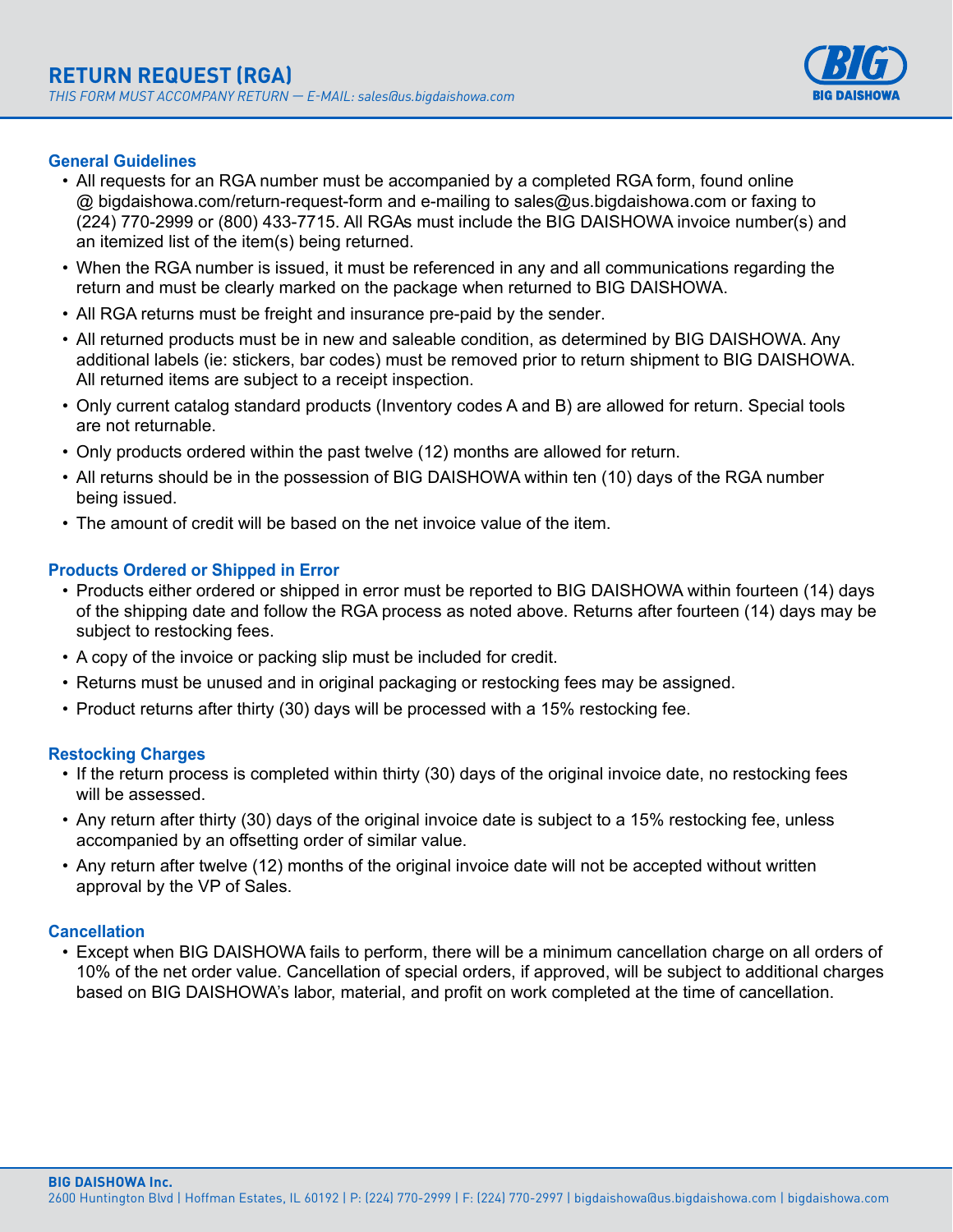# RETURN REQUEST (RGA)

*THIS FORM MUST ACCOMPANY RETURN — E-MAIL: sales@us.bigdaishowa.com*

BIG DAISHOWA

### General Guidelines

- All requests for an RGA number must be accompanied by a completed RGA form, found online @ bigdaishowa.com/return-request-form and e-mailing to sales@us.bigdaishowa.com or faxing to (224) 770-2999 or (800) 433-7715. All RGAs must include the BIG DAISHOWA invoice number(s) and an itemized list of the item(s) being returned.
- When the RGA number is issued, it must be referenced in any and all communications regarding the return and must be clearly marked on the package when returned to BIG DAISHOWA.
- All RGA returns must be freight and insurance pre-paid by the sender.
- All returned products must be in new and saleable condition, as determined by BIG DAISHOWA. Any additional labels (ie: stickers, bar codes) must be removed prior to return shipment to BIG DAISHOWA. All returned items are subject to a receipt inspection.
- Only current catalog standard products (Inventory codes A and B) are allowed for return. Special tools are not returnable.
- Only products ordered within the past twelve (12) months are allowed for return.
- All returns should be in the possession of BIG DAISHOWA within ten (10) days of the RGA number being issued.
- The amount of credit will be based on the net invoice value of the item.

### Products Ordered or Shipped in Error

- Products either ordered or shipped in error must be reported to BIG DAISHOWA within fourteen (14) days of the shipping date and follow the RGA process as noted above. Returns after fourteen (14) days may be subject to restocking fees.
- A copy of the invoice or packing slip must be included for credit.
- Returns must be unused and in original packaging or restocking fees may be assigned.
- Product returns after thirty (30) days will be processed with a 15% restocking fee.

### Restocking Charges

- If the return process is completed within thirty (30) days of the original invoice date, no restocking fees will be assessed.
- Any return after thirty (30) days of the original invoice date is subject to a 15% restocking fee, unless accompanied by an offsetting order of similar value.
- Any return after twelve (12) months of the original invoice date will not be accepted without written approval by the VP of Sales.

### Cancellation

- Except when BIG DAISHOWA fails to perform, there will be a minimum cancellation charge on all orders of 10% of the net order value. Cancellation of special orders, if approved, will be subject to additional charges based on BIG DAISHOWA's labor, material, and profit on work completed at the time of cancellation.

**BIG DAISHOWA Inc.**
2600 Huntington Blvd | Hoffman Estates, IL 60192 | P: (224) 770-2999 | F: (224) 770-2997 | bigdaishowa@us.bigdaishowa.com | bigdaishowa.com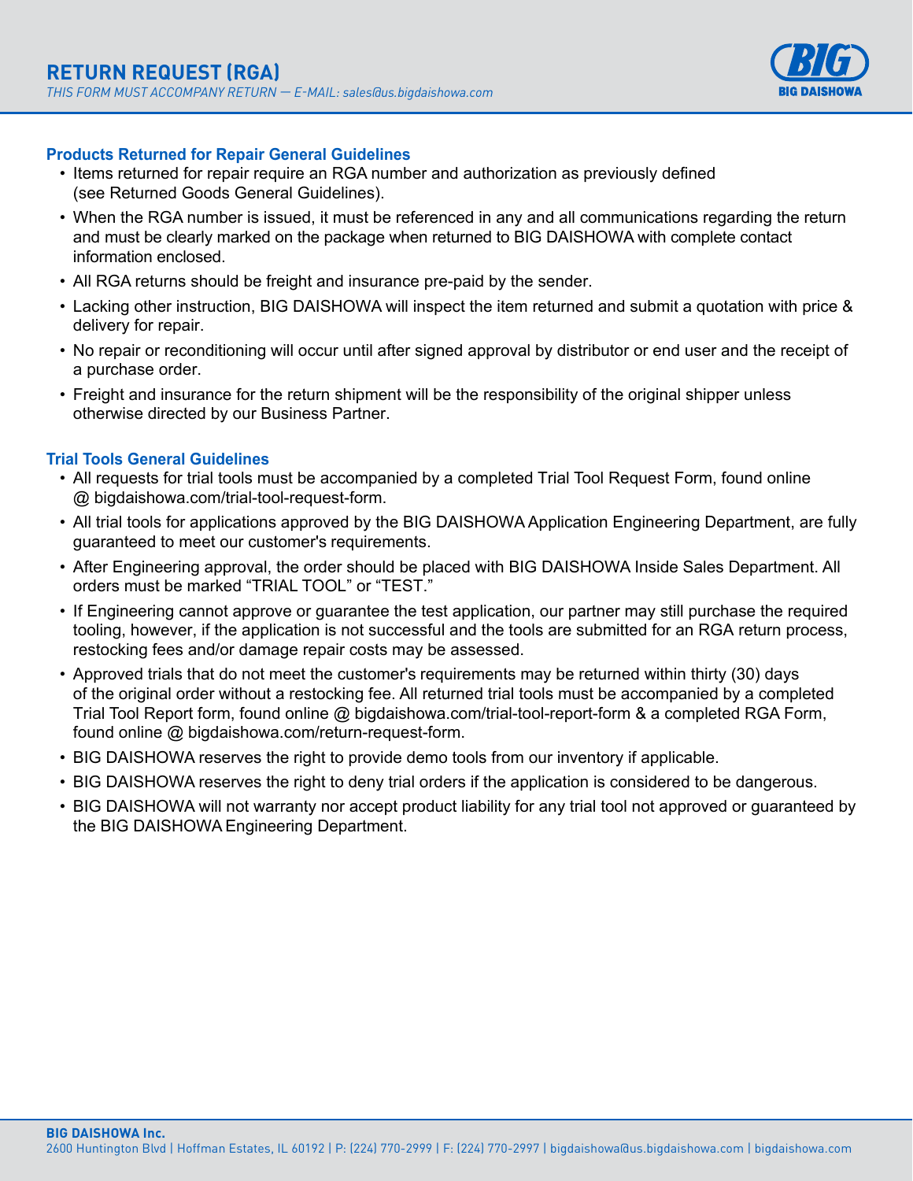## Products Returned for Repair General Guidelines

- Items returned for repair require an RGA number and authorization as previously defined (see Returned Goods General Guidelines).
- When the RGA number is issued, it must be referenced in any and all communications regarding the return and must be clearly marked on the package when returned to BIG DAISHOWA with complete contact information enclosed.
- All RGA returns should be freight and insurance pre-paid by the sender.
- Lacking other instruction, BIG DAISHOWA will inspect the item returned and submit a quotation with price & delivery for repair.
- No repair or reconditioning will occur until after signed approval by distributor or end user and the receipt of a purchase order.
- Freight and insurance for the return shipment will be the responsibility of the original shipper unless otherwise directed by our Business Partner.

## Trial Tools General Guidelines

- All requests for trial tools must be accompanied by a completed Trial Tool Request Form, found online @ bigdaishowa.com/trial-tool-request-form.
- All trial tools for applications approved by the BIG DAISHOWA Application Engineering Department, are fully guaranteed to meet our customer's requirements.
- After Engineering approval, the order should be placed with BIG DAISHOWA Inside Sales Department. All orders must be marked "TRIAL TOOL" or "TEST."
- If Engineering cannot approve or guarantee the test application, our partner may still purchase the required tooling, however, if the application is not successful and the tools are submitted for an RGA return process, restocking fees and/or damage repair costs may be assessed.
- Approved trials that do not meet the customer's requirements may be returned within thirty (30) days of the original order without a restocking fee. All returned trial tools must be accompanied by a completed Trial Tool Report form, found online @ bigdaishowa.com/trial-tool-report-form & a completed RGA Form, found online @ bigdaishowa.com/return-request-form.
- BIG DAISHOWA reserves the right to provide demo tools from our inventory if applicable.
- BIG DAISHOWA reserves the right to deny trial orders if the application is considered to be dangerous.
- BIG DAISHOWA will not warranty nor accept product liability for any trial tool not approved or guaranteed by the BIG DAISHOWA Engineering Department.